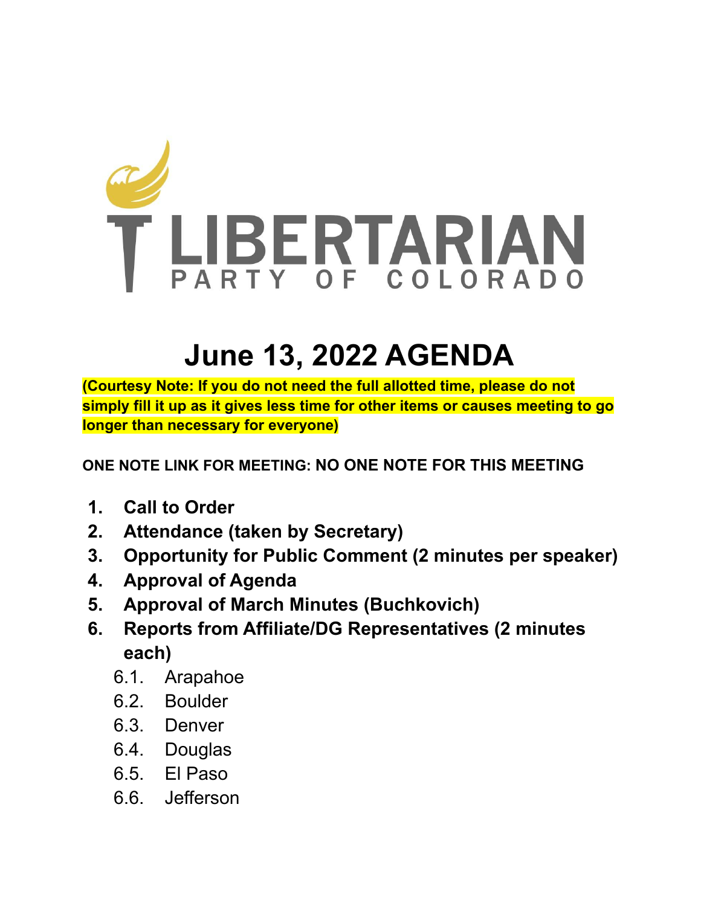LIBERTARIAN
PARTY OF COLORADO

# June 13, 2022 AGENDA

**(Courtesy Note: If you do not need the full allotted time, please do not simply fill it up as it gives less time for other items or causes meeting to go longer than necessary for everyone)**

**ONE NOTE LINK FOR MEETING: NO ONE NOTE FOR THIS MEETING**

1. **Call to Order**
2. **Attendance (taken by Secretary)**
3. **Opportunity for Public Comment (2 minutes per speaker)**
4. **Approval of Agenda**
5. **Approval of March Minutes (Buchkovich)**
6. **Reports from Affiliate/DG Representatives (2 minutes each)**
    - 6.1. Arapahoe
    - 6.2. Boulder
    - 6.3. Denver
    - 6.4. Douglas
    - 6.5. El Paso
    - 6.6. Jefferson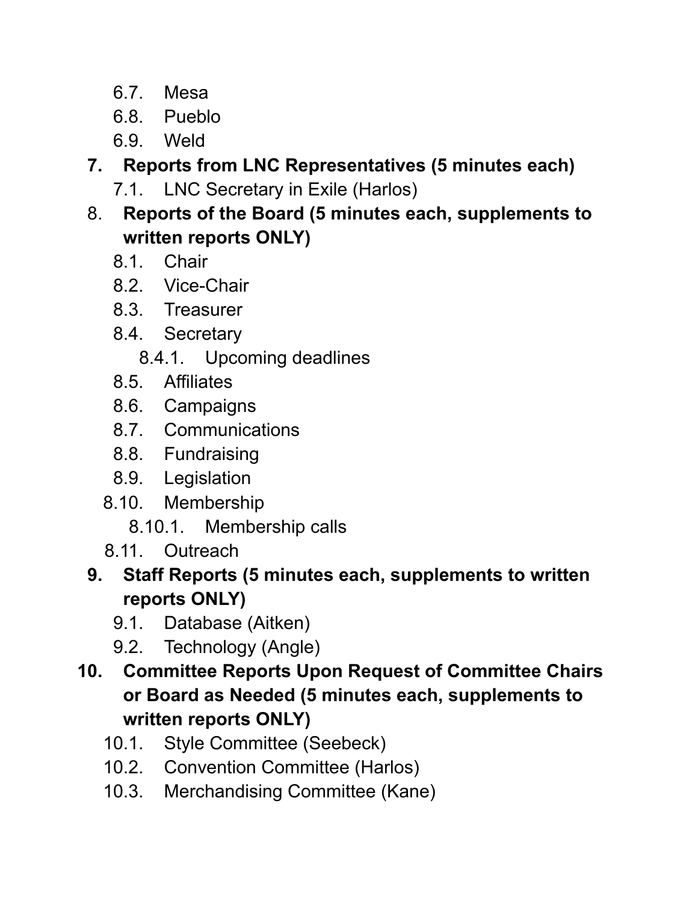6.7. Mesa
6.8. Pueblo
6.9. Weld

7. **Reports from LNC Representatives (5 minutes each)**
    7.1. LNC Secretary in Exile (Harlos)
8. **Reports of the Board (5 minutes each, supplements to written reports ONLY)**
    8.1. Chair
    8.2. Vice-Chair
    8.3. Treasurer
    8.4. Secretary
        8.4.1. Upcoming deadlines
    8.5. Affiliates
    8.6. Campaigns
    8.7. Communications
    8.8. Fundraising
    8.9. Legislation
    8.10. Membership
        8.10.1. Membership calls
    8.11. Outreach
9. **Staff Reports (5 minutes each, supplements to written reports ONLY)**
    9.1. Database (Aitken)
    9.2. Technology (Angle)
10. **Committee Reports Upon Request of Committee Chairs or Board as Needed (5 minutes each, supplements to written reports ONLY)**
    10.1. Style Committee (Seebeck)
    10.2. Convention Committee (Harlos)
    10.3. Merchandising Committee (Kane)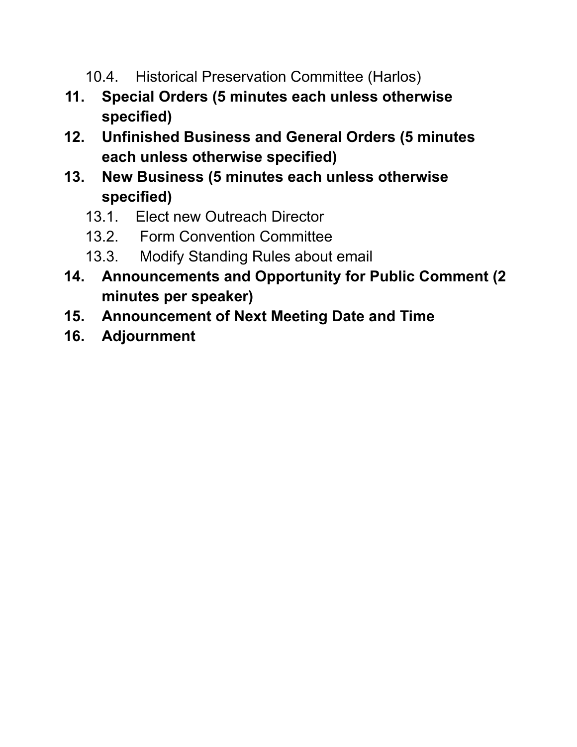10.4. Historical Preservation Committee (Harlos)

**11. Special Orders (5 minutes each unless otherwise specified)**

**12. Unfinished Business and General Orders (5 minutes each unless otherwise specified)**

**13. New Business (5 minutes each unless otherwise specified)**

13.1. Elect new Outreach Director

13.2. Form Convention Committee

13.3. Modify Standing Rules about email

**14. Announcements and Opportunity for Public Comment (2 minutes per speaker)**

**15. Announcement of Next Meeting Date and Time**

**16. Adjournment**